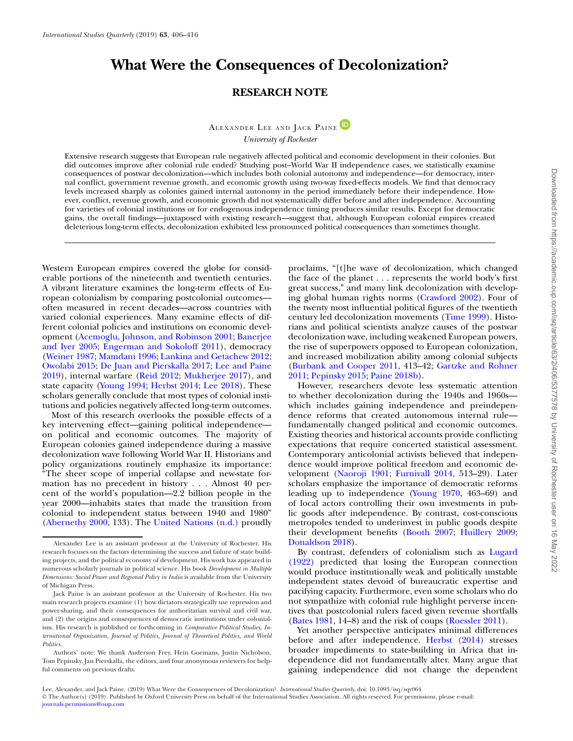# What Were the Consequences of Decolonization?

## RESEARCH NOTE

Alexander Lee and Jack Paine

*University of Rochester*

Extensive research suggests that European rule negatively affected political and economic development in their colonies. But did outcomes improve after colonial rule ended? Studying post–World War II independence cases, we statistically examine consequences of postwar decolonization—which includes both colonial autonomy and independence—for democracy, internal conflict, government revenue growth, and economic growth using two-way fixed-effects models. We find that democracy levels increased sharply as colonies gained internal autonomy in the period immediately before their independence. However, conflict, revenue growth, and economic growth did not systematically differ before and after independence. Accounting for varieties of colonial institutions or for endogenous independence timing produces similar results. Except for democratic gains, the overall findings—juxtaposed with existing research—suggest that, although European colonial empires created deleterious long-term effects, decolonization exhibited less pronounced political consequences than sometimes thought.

Western European empires covered the globe for considerable portions of the nineteenth and twentieth centuries. A vibrant literature examines the long-term effects of European colonialism by comparing postcolonial outcomes—often measured in recent decades—across countries with varied colonial experiences. Many examine effects of different colonial policies and institutions on economic development (Acemoglu, Johnson, and Robinson 2001; Banerjee and Iyer 2005; Engerman and Sokoloff 2011), democracy (Weiner 1987; Mamdani 1996; Lankina and Getachew 2012; Owolabi 2015; De Juan and Pierskalla 2017; Lee and Paine 2019), internal warfare (Reid 2012; Mukherjee 2017), and state capacity (Young 1994; Herbst 2014; Lee 2018). These scholars generally conclude that most types of colonial institutions and policies negatively affected long-term outcomes.

Most of this research overlooks the possible effects of a key intervening effect—gaining political independence—on political and economic outcomes. The majority of European colonies gained independence during a massive decolonization wave following World War II. Historians and policy organizations routinely emphasize its importance: "The sheer scope of imperial collapse and new-state formation has no precedent in history . . . Almost 40 percent of the world's population—2.2 billion people in the year 2000—inhabits states that made the transition from colonial to independent status between 1940 and 1980" (Abernethy 2000, 133). The United Nations (n.d.) proudly proclaims, "[t]he wave of decolonization, which changed the face of the planet . . . represents the world body's first great success," and many link decolonization with developing global human rights norms (Crawford 2002). Four of the twenty most influential political figures of the twentieth century led decolonization movements (Time 1999). Historians and political scientists analyze causes of the postwar decolonization wave, including weakened European powers, the rise of superpowers opposed to European colonization, and increased mobilization ability among colonial subjects (Burbank and Cooper 2011, 413–42; Gartzke and Rohner 2011; Pepinsky 2015; Paine 2018b).

However, researchers devote less systematic attention to whether decolonization during the 1940s and 1960s—which includes gaining independence and preindependence reforms that created autonomous internal rule—fundamentally changed political and economic outcomes. Existing theories and historical accounts provide conflicting expectations that require concerted statistical assessment. Contemporary anticolonial activists believed that independence would improve political freedom and economic development (Naoroji 1901; Furnivall 2014, 513–29). Later scholars emphasize the importance of democratic reforms leading up to independence (Young 1970, 463–69) and of local actors controlling their own investments in public goods after independence. By contrast, cost-conscious metropoles tended to underinvest in public goods despite their development benefits (Booth 2007; Huillery 2009; Donaldson 2018).

By contrast, defenders of colonialism such as Lugard (1922) predicted that losing the European connection would produce institutionally weak and politically unstable independent states devoid of bureaucratic expertise and pacifying capacity. Furthermore, even some scholars who do not sympathize with colonial rule highlight perverse incentives that postcolonial rulers faced given revenue shortfalls (Bates 1981, 14–8) and the risk of coups (Roessler 2011).

Yet another perspective anticipates minimal differences before and after independence. Herbst (2014) stresses broader impediments to state-building in Africa that independence did not fundamentally alter. Many argue that gaining independence did not change the dependent

---

Alexander Lee is an assistant professor at the University of Rochester. His research focuses on the factors determining the success and failure of state building projects, and the political economy of development. His work has appeared in numerous scholarly journals in political science. His book *Development in Multiple Dimensions: Social Power and Regional Policy in India* is available from the University of Michigan Press.

Jack Paine is an assistant professor at the University of Rochester. His two main research projects examine (1) how dictators strategically use repression and power-sharing, and their consequences for authoritarian survival and civil war, and (2) the origins and consequences of democratic institutions under colonialism. His research is published or forthcoming in *Comparative Political Studies, International Organization, Journal of Politics, Journal of Theoretical Politics, and World Politics*.

Authors' note: We thank Anderson Frey, Hein Goemans, Justin Nicholson, Tom Pepinsky, Jan Pierskalla, the editors, and four anonymous reviewers for helpful comments on previous drafts.

Lee, Alexander, and Jack Paine. (2019) What Were the Consequences of Decolonization?. *International Studies Quarterly*, doi: 10.1093/isq/sqy064
© The Author(s) (2019). Published by Oxford University Press on behalf of the International Studies Association. All rights reserved. For permissions, please e-mail: journals.permissions@oup.com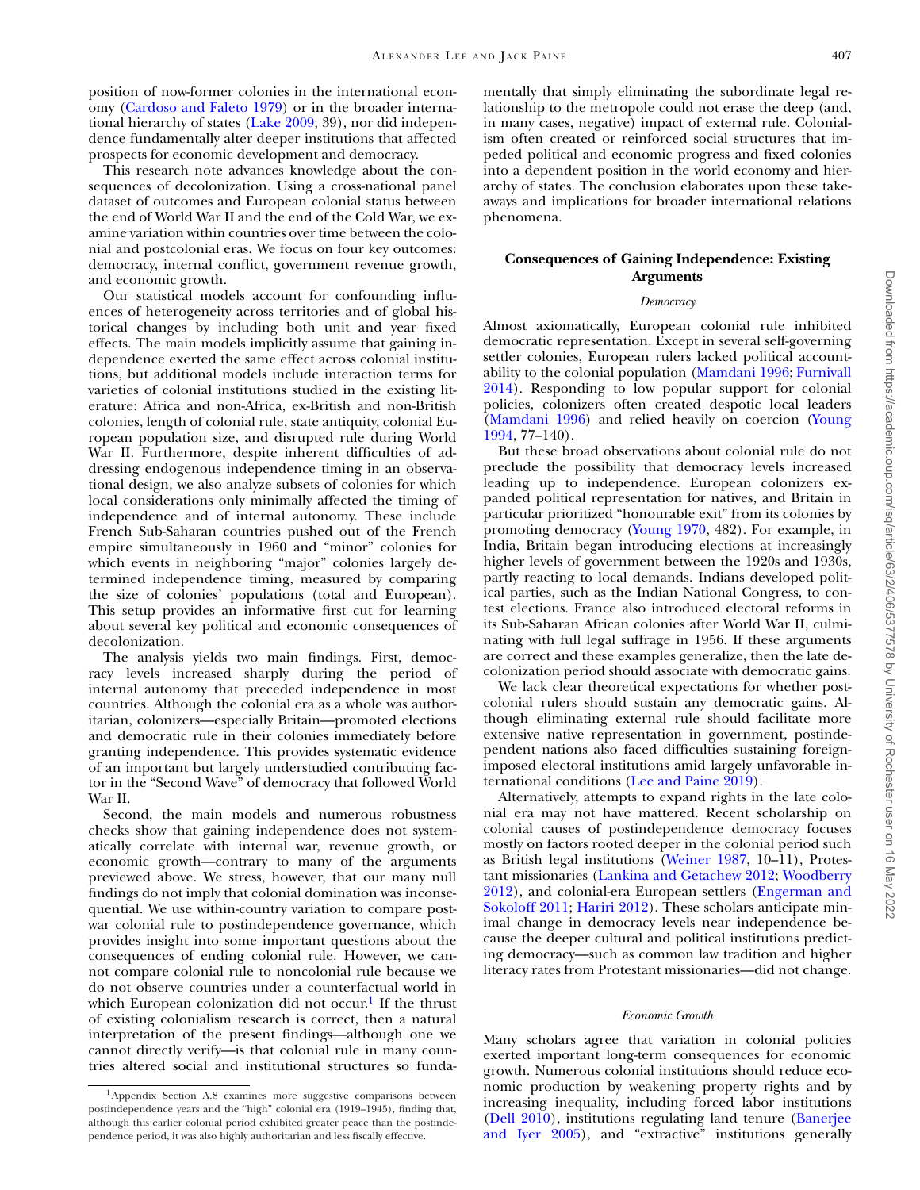position of now-former colonies in the international economy (Cardoso and Faleto 1979) or in the broader international hierarchy of states (Lake 2009, 39), nor did independence fundamentally alter deeper institutions that affected prospects for economic development and democracy.

This research note advances knowledge about the consequences of decolonization. Using a cross-national panel dataset of outcomes and European colonial status between the end of World War II and the end of the Cold War, we examine variation within countries over time between the colonial and postcolonial eras. We focus on four key outcomes: democracy, internal conflict, government revenue growth, and economic growth.

Our statistical models account for confounding influences of heterogeneity across territories and of global historical changes by including both unit and year fixed effects. The main models implicitly assume that gaining independence exerted the same effect across colonial institutions, but additional models include interaction terms for varieties of colonial institutions studied in the existing literature: Africa and non-Africa, ex-British and non-British colonies, length of colonial rule, state antiquity, colonial European population size, and disrupted rule during World War II. Furthermore, despite inherent difficulties of addressing endogenous independence timing in an observational design, we also analyze subsets of colonies for which local considerations only minimally affected the timing of independence and of internal autonomy. These include French Sub-Saharan countries pushed out of the French empire simultaneously in 1960 and "minor" colonies for which events in neighboring "major" colonies largely determined independence timing, measured by comparing the size of colonies' populations (total and European). This setup provides an informative first cut for learning about several key political and economic consequences of decolonization.

The analysis yields two main findings. First, democracy levels increased sharply during the period of internal autonomy that preceded independence in most countries. Although the colonial era as a whole was authoritarian, colonizers—especially Britain—promoted elections and democratic rule in their colonies immediately before granting independence. This provides systematic evidence of an important but largely understudied contributing factor in the "Second Wave" of democracy that followed World War II.

Second, the main models and numerous robustness checks show that gaining independence does not systematically correlate with internal war, revenue growth, or economic growth—contrary to many of the arguments previewed above. We stress, however, that our many null findings do not imply that colonial domination was inconsequential. We use within-country variation to compare postwar colonial rule to postindependence governance, which provides insight into some important questions about the consequences of ending colonial rule. However, we cannot compare colonial rule to noncolonial rule because we do not observe countries under a counterfactual world in which European colonization did not occur.[1] If the thrust of existing colonialism research is correct, then a natural interpretation of the present findings—although one we cannot directly verify—is that colonial rule in many countries altered social and institutional structures so fundamentally that simply eliminating the subordinate legal relationship to the metropole could not erase the deep (and, in many cases, negative) impact of external rule. Colonialism often created or reinforced social structures that impeded political and economic progress and fixed colonies into a dependent position in the world economy and hierarchy of states. The conclusion elaborates upon these takeaways and implications for broader international relations phenomena.

## Consequences of Gaining Independence: Existing Arguments

### *Democracy*

Almost axiomatically, European colonial rule inhibited democratic representation. Except in several self-governing settler colonies, European rulers lacked political accountability to the colonial population (Mamdani 1996; Furnivall 2014). Responding to low popular support for colonial policies, colonizers often created despotic local leaders (Mamdani 1996) and relied heavily on coercion (Young 1994, 77–140).

But these broad observations about colonial rule do not preclude the possibility that democracy levels increased leading up to independence. European colonizers expanded political representation for natives, and Britain in particular prioritized "honourable exit" from its colonies by promoting democracy (Young 1970, 482). For example, in India, Britain began introducing elections at increasingly higher levels of government between the 1920s and 1930s, partly reacting to local demands. Indians developed political parties, such as the Indian National Congress, to contest elections. France also introduced electoral reforms in its Sub-Saharan African colonies after World War II, culminating with full legal suffrage in 1956. If these arguments are correct and these examples generalize, then the late decolonization period should associate with democratic gains.

We lack clear theoretical expectations for whether postcolonial rulers should sustain any democratic gains. Although eliminating external rule should facilitate more extensive native representation in government, postindependent nations also faced difficulties sustaining foreign-imposed electoral institutions amid largely unfavorable international conditions (Lee and Paine 2019).

Alternatively, attempts to expand rights in the late colonial era may not have mattered. Recent scholarship on colonial causes of postindependence democracy focuses mostly on factors rooted deeper in the colonial period such as British legal institutions (Weiner 1987, 10–11), Protestant missionaries (Lankina and Getachew 2012; Woodberry 2012), and colonial-era European settlers (Engerman and Sokoloff 2011; Hariri 2012). These scholars anticipate minimal change in democracy levels near independence because the deeper cultural and political institutions predicting democracy—such as common law tradition and higher literacy rates from Protestant missionaries—did not change.

### *Economic Growth*

Many scholars agree that variation in colonial policies exerted important long-term consequences for economic growth. Numerous colonial institutions should reduce economic production by weakening property rights and by increasing inequality, including forced labor institutions (Dell 2010), institutions regulating land tenure (Banerjee and Iyer 2005), and "extractive" institutions generally

[1] Appendix Section A.8 examines more suggestive comparisons between postindependence years and the "high" colonial era (1919–1945), finding that, although this earlier colonial period exhibited greater peace than the postindependence period, it was also highly authoritarian and less fiscally effective.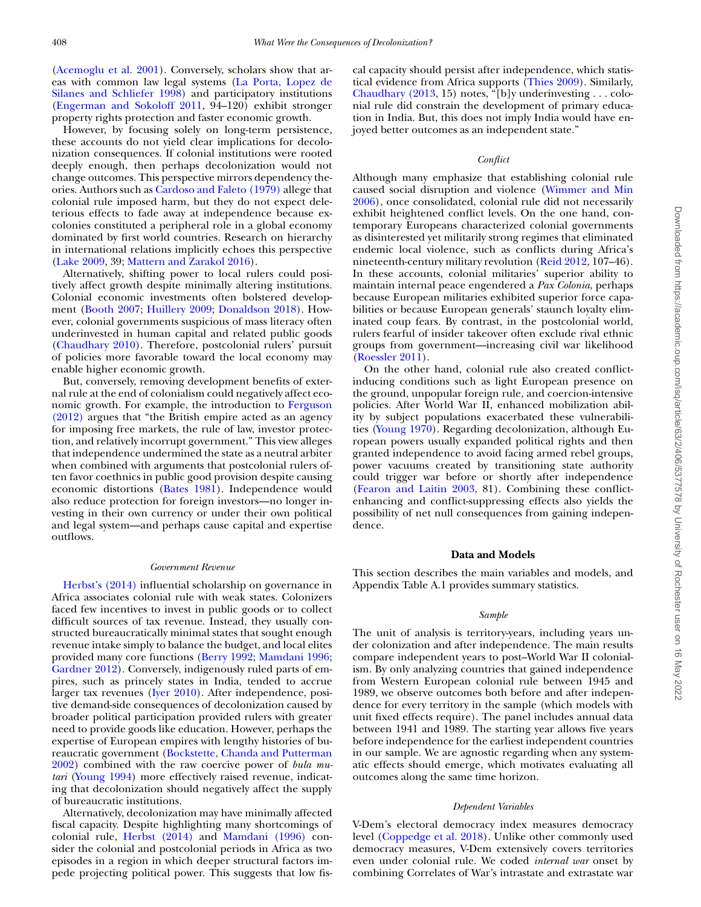(Acemoglu et al. 2001). Conversely, scholars show that areas with common law legal systems (La Porta, Lopez de Silanes and Schliefer 1998) and participatory institutions (Engerman and Sokoloff 2011, 94–120) exhibit stronger property rights protection and faster economic growth.

However, by focusing solely on long-term persistence, these accounts do not yield clear implications for decolonization consequences. If colonial institutions were rooted deeply enough, then perhaps decolonization would not change outcomes. This perspective mirrors dependency theories. Authors such as Cardoso and Faleto (1979) allege that colonial rule imposed harm, but they do not expect deleterious effects to fade away at independence because ex-colonies constituted a peripheral role in a global economy dominated by first world countries. Research on hierarchy in international relations implicitly echoes this perspective (Lake 2009, 39; Mattern and Zarakol 2016).

Alternatively, shifting power to local rulers could positively affect growth despite minimally altering institutions. Colonial economic investments often bolstered development (Booth 2007; Huillery 2009; Donaldson 2018). However, colonial governments suspicious of mass literacy often underinvested in human capital and related public goods (Chaudhary 2010). Therefore, postcolonial rulers' pursuit of policies more favorable toward the local economy may enable higher economic growth.

But, conversely, removing development benefits of external rule at the end of colonialism could negatively affect economic growth. For example, the introduction to Ferguson (2012) argues that "the British empire acted as an agency for imposing free markets, the rule of law, investor protection, and relatively incorrupt government." This view alleges that independence undermined the state as a neutral arbiter when combined with arguments that postcolonial rulers often favor coethnics in public good provision despite causing economic distortions (Bates 1981). Independence would also reduce protection for foreign investors—no longer investing in their own currency or under their own political and legal system—and perhaps cause capital and expertise outflows.

### *Government Revenue*

Herbst's (2014) influential scholarship on governance in Africa associates colonial rule with weak states. Colonizers faced few incentives to invest in public goods or to collect difficult sources of tax revenue. Instead, they usually constructed bureaucratically minimal states that sought enough revenue intake simply to balance the budget, and local elites provided many core functions (Berry 1992; Mamdani 1996; Gardner 2012). Conversely, indigenously ruled parts of empires, such as princely states in India, tended to accrue larger tax revenues (Iyer 2010). After independence, positive demand-side consequences of decolonization caused by broader political participation provided rulers with greater need to provide goods like education. However, perhaps the expertise of European empires with lengthy histories of bureaucratic government (Bockstette, Chanda and Putterman 2002) combined with the raw coercive power of *bula matari* (Young 1994) more effectively raised revenue, indicating that decolonization should negatively affect the supply of bureaucratic institutions.

Alternatively, decolonization may have minimally affected fiscal capacity. Despite highlighting many shortcomings of colonial rule, Herbst (2014) and Mamdani (1996) consider the colonial and postcolonial periods in Africa as two episodes in a region in which deeper structural factors impede projecting political power. This suggests that low fiscal capacity should persist after independence, which statistical evidence from Africa supports (Thies 2009). Similarly, Chaudhary (2013, 15) notes, "[b]y underinvesting . . . colonial rule did constrain the development of primary education in India. But, this does not imply India would have enjoyed better outcomes as an independent state."

### *Conflict*

Although many emphasize that establishing colonial rule caused social disruption and violence (Wimmer and Min 2006), once consolidated, colonial rule did not necessarily exhibit heightened conflict levels. On the one hand, contemporary Europeans characterized colonial governments as disinterested yet militarily strong regimes that eliminated endemic local violence, such as conflicts during Africa's nineteenth-century military revolution (Reid 2012, 107–46). In these accounts, colonial militaries' superior ability to maintain internal peace engendered a *Pax Colonia*, perhaps because European militaries exhibited superior force capabilities or because European generals' staunch loyalty eliminated coup fears. By contrast, in the postcolonial world, rulers fearful of insider takeover often exclude rival ethnic groups from government—increasing civil war likelihood (Roessler 2011).

On the other hand, colonial rule also created conflict-inducing conditions such as light European presence on the ground, unpopular foreign rule, and coercion-intensive policies. After World War II, enhanced mobilization ability by subject populations exacerbated these vulnerabilities (Young 1970). Regarding decolonization, although European powers usually expanded political rights and then granted independence to avoid facing armed rebel groups, power vacuums created by transitioning state authority could trigger war before or shortly after independence (Fearon and Laitin 2003, 81). Combining these conflict-enhancing and conflict-suppressing effects also yields the possibility of net null consequences from gaining independence.

## Data and Models

This section describes the main variables and models, and Appendix Table A.1 provides summary statistics.

### *Sample*

The unit of analysis is territory-years, including years under colonization and after independence. The main results compare independent years to post–World War II colonialism. By only analyzing countries that gained independence from Western European colonial rule between 1945 and 1989, we observe outcomes both before and after independence for every territory in the sample (which models with unit fixed effects require). The panel includes annual data between 1941 and 1989. The starting year allows five years before independence for the earliest independent countries in our sample. We are agnostic regarding when any systematic effects should emerge, which motivates evaluating all outcomes along the same time horizon.

### *Dependent Variables*

V-Dem's electoral democracy index measures democracy level (Coppedge et al. 2018). Unlike other commonly used democracy measures, V-Dem extensively covers territories even under colonial rule. We coded *internal war* onset by combining Correlates of War's intrastate and extrastate war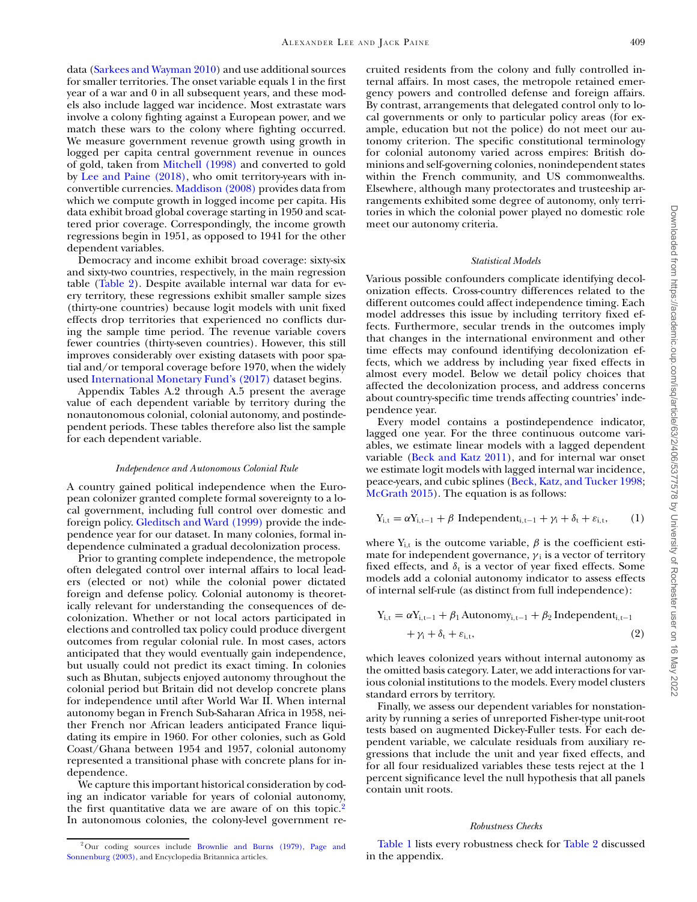data (Sarkees and Wayman 2010) and use additional sources for smaller territories. The onset variable equals 1 in the first year of a war and 0 in all subsequent years, and these models also include lagged war incidence. Most extrastate wars involve a colony fighting against a European power, and we match these wars to the colony where fighting occurred. We measure government revenue growth using growth in logged per capita central government revenue in ounces of gold, taken from Mitchell (1998) and converted to gold by Lee and Paine (2018), who omit territory-years with inconvertible currencies. Maddison (2008) provides data from which we compute growth in logged income per capita. His data exhibit broad global coverage starting in 1950 and scattered prior coverage. Correspondingly, the income growth regressions begin in 1951, as opposed to 1941 for the other dependent variables.

Democracy and income exhibit broad coverage: sixty-six and sixty-two countries, respectively, in the main regression table (Table 2). Despite available internal war data for every territory, these regressions exhibit smaller sample sizes (thirty-one countries) because logit models with unit fixed effects drop territories that experienced no conflicts during the sample time period. The revenue variable covers fewer countries (thirty-seven countries). However, this still improves considerably over existing datasets with poor spatial and/or temporal coverage before 1970, when the widely used International Monetary Fund's (2017) dataset begins.

Appendix Tables A.2 through A.5 present the average value of each dependent variable by territory during the nonautonomous colonial, colonial autonomy, and postindependent periods. These tables therefore also list the sample for each dependent variable.

### *Independence and Autonomous Colonial Rule*

A country gained political independence when the European colonizer granted complete formal sovereignty to a local government, including full control over domestic and foreign policy. Gleditsch and Ward (1999) provide the independence year for our dataset. In many colonies, formal independence culminated a gradual decolonization process.

Prior to granting complete independence, the metropole often delegated control over internal affairs to local leaders (elected or not) while the colonial power dictated foreign and defense policy. Colonial autonomy is theoretically relevant for understanding the consequences of decolonization. Whether or not local actors participated in elections and controlled tax policy could produce divergent outcomes from regular colonial rule. In most cases, actors anticipated that they would eventually gain independence, but usually could not predict its exact timing. In colonies such as Bhutan, subjects enjoyed autonomy throughout the colonial period but Britain did not develop concrete plans for independence until after World War II. When internal autonomy began in French Sub-Saharan Africa in 1958, neither French nor African leaders anticipated France liquidating its empire in 1960. For other colonies, such as Gold Coast/Ghana between 1954 and 1957, colonial autonomy represented a transitional phase with concrete plans for independence.

We capture this important historical consideration by coding an indicator variable for years of colonial autonomy, the first quantitative data we are aware of on this topic.[2] In autonomous colonies, the colony-level government recruited residents from the colony and fully controlled internal affairs. In most cases, the metropole retained emergency powers and controlled defense and foreign affairs. By contrast, arrangements that delegated control only to local governments or only to particular policy areas (for example, education but not the police) do not meet our autonomy criterion. The specific constitutional terminology for colonial autonomy varied across empires: British dominions and self-governing colonies, nonindependent states within the French community, and US commonwealths. Elsewhere, although many protectorates and trusteeship arrangements exhibited some degree of autonomy, only territories in which the colonial power played no domestic role meet our autonomy criteria.

### *Statistical Models*

Various possible confounders complicate identifying decolonization effects. Cross-country differences related to the different outcomes could affect independence timing. Each model addresses this issue by including territory fixed effects. Furthermore, secular trends in the outcomes imply that changes in the international environment and other time effects may confound identifying decolonization effects, which we address by including year fixed effects in almost every model. Below we detail policy choices that affected the decolonization process, and address concerns about country-specific time trends affecting countries' independence year.

Every model contains a postindependence indicator, lagged one year. For the three continuous outcome variables, we estimate linear models with a lagged dependent variable (Beck and Katz 2011), and for internal war onset we estimate logit models with lagged internal war incidence, peace-years, and cubic splines (Beck, Katz, and Tucker 1998; McGrath 2015). The equation is as follows:

$$Y_{i,t} = \alpha Y_{i,t-1} + \beta \text{ Independent}_{i,t-1} + \gamma_i + \delta_t + \varepsilon_{i,t}, \qquad (1)$$

where $Y_{i,t}$ is the outcome variable, $\beta$ is the coefficient estimate for independent governance, $\gamma_i$ is a vector of territory fixed effects, and $\delta_t$ is a vector of year fixed effects. Some models add a colonial autonomy indicator to assess effects of internal self-rule (as distinct from full independence):

$$Y_{i,t} = \alpha Y_{i,t-1} + \beta_1 \text{ Autonomy}_{i,t-1} + \beta_2 \text{ Independent}_{i,t-1} + \gamma_i + \delta_t + \varepsilon_{i,t}, \qquad (2)$$

which leaves colonized years without internal autonomy as the omitted basis category. Later, we add interactions for various colonial institutions to the models. Every model clusters standard errors by territory.

Finally, we assess our dependent variables for nonstationarity by running a series of unreported Fisher-type unit-root tests based on augmented Dickey-Fuller tests. For each dependent variable, we calculate residuals from auxiliary regressions that include the unit and year fixed effects, and for all four residualized variables these tests reject at the 1 percent significance level the null hypothesis that all panels contain unit roots.

### *Robustness Checks*

Table 1 lists every robustness check for Table 2 discussed in the appendix.

[2] Our coding sources include Brownlie and Burns (1979), Page and Sonnenburg (2003), and Encyclopedia Britanica articles.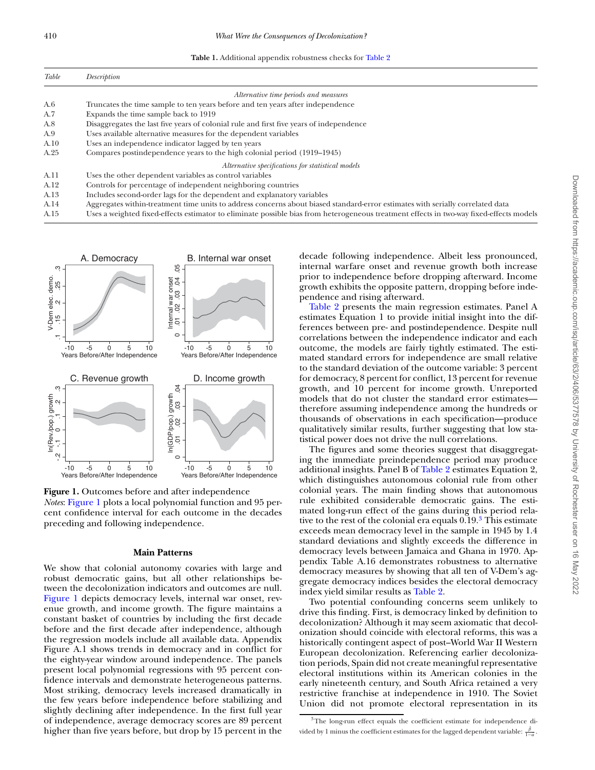**Table 1.** Additional appendix robustness checks for Table 2

| *Table* | *Description* |
|---|---|
| | *Alternative time periods and measures* |
| A.6 | Truncates the time sample to ten years before and ten years after independence |
| A.7 | Expands the time sample back to 1919 |
| A.8 | Disaggregates the last five years of colonial rule and first five years of independence |
| A.9 | Uses available alternative measures for the dependent variables |
| A.10 | Uses an independence indicator lagged by ten years |
| A.25 | Compares postindependence years to the high colonial period (1919–1945) |
| | *Alternative specifications for statistical models* |
| A.11 | Uses the other dependent variables as control variables |
| A.12 | Controls for percentage of independent neighboring countries |
| A.13 | Includes second-order lags for the dependent and explanatory variables |
| A.14 | Aggregates within-treatment time units to address concerns about biased standard-error estimates with serially correlated data |
| A.15 | Uses a weighted fixed-effects estimator to eliminate possible bias from heterogeneous treatment effects in two-way fixed-effects models |

**Figure 1.** Outcomes before and after independence
*Notes*: Figure 1 plots a local polynomial function and 95 percent confidence interval for each outcome in the decades preceding and following independence.

## Main Patterns

We show that colonial autonomy covaries with large and robust democratic gains, but all other relationships between the decolonization indicators and outcomes are null. Figure 1 depicts democracy levels, internal war onset, revenue growth, and income growth. The figure maintains a constant basket of countries by including the first decade before and the first decade after independence, although the regression models include all available data. Appendix Figure A.1 shows trends in democracy and in conflict for the eighty-year window around independence. The panels present local polynomial regressions with 95 percent confidence intervals and demonstrate heterogeneous patterns. Most striking, democracy levels increased dramatically in the few years before independence before stabilizing and slightly declining after independence. In the first full year of independence, average democracy scores are 89 percent higher than five years before, but drop by 15 percent in the decade following independence. Albeit less pronounced, internal warfare onset and revenue growth both increase prior to independence before dropping afterward. Income growth exhibits the opposite pattern, dropping before independence and rising afterward.

Table 2 presents the main regression estimates. Panel A estimates Equation 1 to provide initial insight into the differences between pre- and postindependence. Despite null correlations between the independence indicator and each outcome, the models are fairly tightly estimated. The estimated standard errors for independence are small relative to the standard deviation of the outcome variable: 3 percent for democracy, 8 percent for conflict, 13 percent for revenue growth, and 10 percent for income growth. Unreported models that do not cluster the standard error estimates—therefore assuming independence among the hundreds or thousands of observations in each specification—produce qualitatively similar results, further suggesting that low statistical power does not drive the null correlations.

The figures and some theories suggest that disaggregating the immediate preindependence period may produce additional insights. Panel B of Table 2 estimates Equation 2, which distinguishes autonomous colonial rule from other colonial years. The main finding shows that autonomous rule exhibited considerable democratic gains. The estimated long-run effect of the gains during this period relative to the rest of the colonial era equals 0.19.[3] This estimate exceeds mean democracy level in the sample in 1945 by 1.4 standard deviations and slightly exceeds the difference in democracy levels between Jamaica and Ghana in 1970. Appendix Table A.16 demonstrates robustness to alternative democracy measures by showing that all ten of V-Dem's aggregate democracy indices besides the electoral democracy index yield similar results as Table 2.

Two potential confounding concerns seem unlikely to drive this finding. First, is democracy linked by definition to decolonization? Although it may seem axiomatic that decolonization should coincide with electoral reforms, this was a historically contingent aspect of post–World War II Western European decolonization. Referencing earlier decolonization periods, Spain did not create meaningful representative electoral institutions within its American colonies in the early nineteenth century, and South Africa retained a very restrictive franchise at independence in 1910. The Soviet Union did not promote electoral representation in its

[3] The long-run effect equals the coefficient estimate for independence divided by 1 minus the coefficient estimates for the lagged dependent variable: $\frac{\hat{\beta}}{1-\hat{\alpha}}$.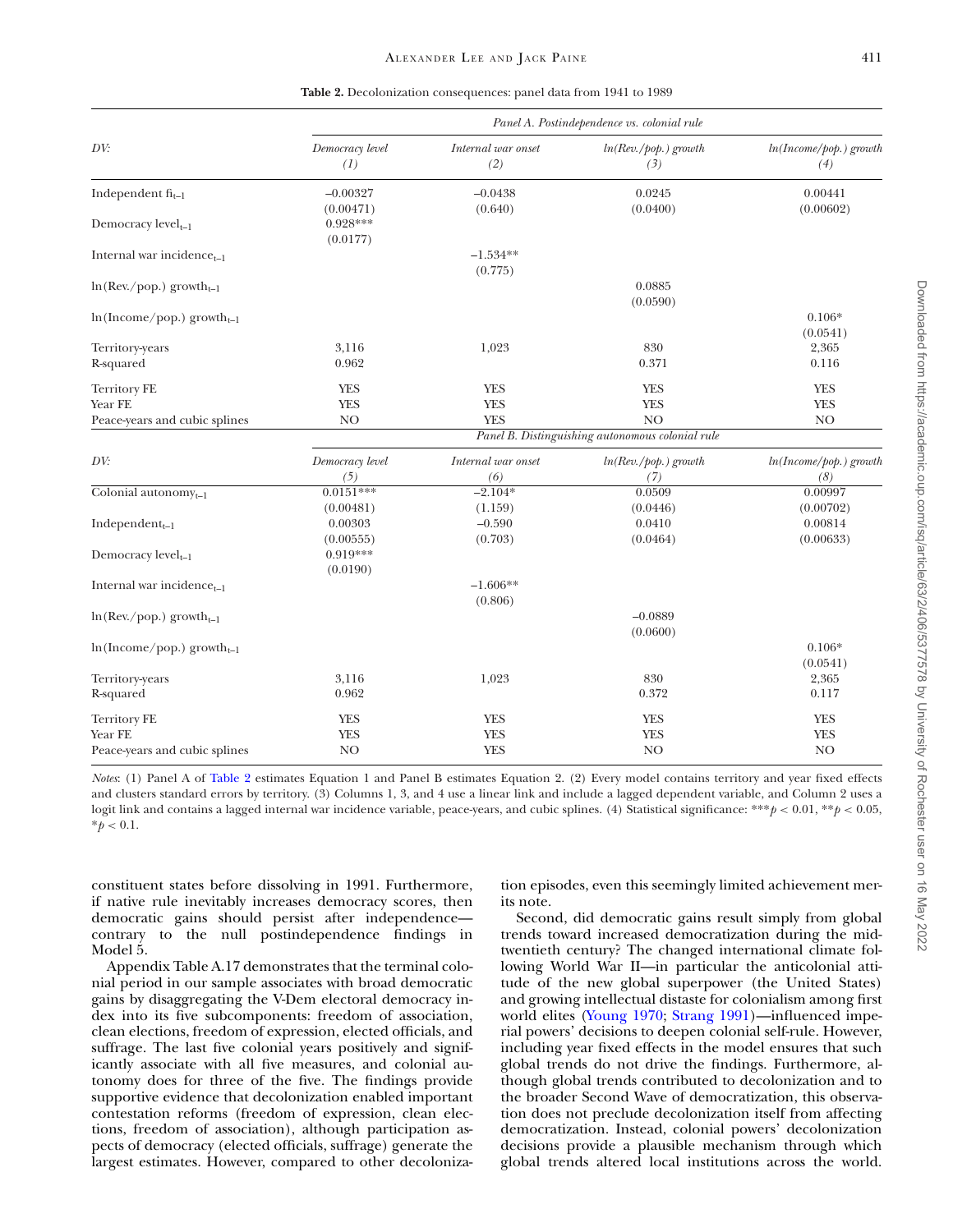**Table 2.** Decolonization consequences: panel data from 1941 to 1989

| | *Panel A. Postindependence vs. colonial rule* | | | |
|---|---|---|---|---|
| *DV:* | *Democracy level* *(1)* | *Internal war onset* *(2)* | *ln(Rev./pop.) growth* *(3)* | *ln(Income/pop.) growth* *(4)* |
| Independent $\text{fi}_{t-1}$ | −0.00327 | −0.0438 | 0.0245 | 0.00441 |
| | (0.00471) | (0.640) | (0.0400) | (0.00602) |
| Democracy $\text{level}_{t-1}$ | 0.928*** | | | |
| | (0.0177) | | | |
| Internal war $\text{incidence}_{t-1}$ | | −1.534** | | |
| | | (0.775) | | |
| ln(Rev./pop.) $\text{growth}_{t-1}$ | | | 0.0885 | |
| | | | (0.0590) | |
| ln(Income/pop.) $\text{growth}_{t-1}$ | | | | 0.106* |
| | | | | (0.0541) |
| Territory-years | 3,116 | 1,023 | 830 | 2,365 |
| R-squared | 0.962 | | 0.371 | 0.116 |
| Territory FE | YES | YES | YES | YES |
| Year FE | YES | YES | YES | YES |
| Peace-years and cubic splines | NO | YES | NO | NO |
| | *Panel B. Distinguishing autonomous colonial rule* | | | |
| *DV:* | *Democracy level* *(5)* | *Internal war onset* *(6)* | *ln(Rev./pop.) growth* *(7)* | *ln(Income/pop.) growth* *(8)* |
| Colonial $\text{autonomy}_{t-1}$ | 0.0151*** | −2.104* | 0.0509 | 0.00997 |
| | (0.00481) | (1.159) | (0.0446) | (0.00702) |
| $\text{Independent}_{t-1}$ | 0.00303 | −0.590 | 0.0410 | 0.00814 |
| | (0.00555) | (0.703) | (0.0464) | (0.00633) |
| Democracy $\text{level}_{t-1}$ | 0.919*** | | | |
| | (0.0190) | | | |
| Internal war $\text{incidence}_{t-1}$ | | −1.606** | | |
| | | (0.806) | | |
| ln(Rev./pop.) $\text{growth}_{t-1}$ | | | −0.0889 | |
| | | | (0.0600) | |
| ln(Income/pop.) $\text{growth}_{t-1}$ | | | | 0.106* |
| | | | | (0.0541) |
| Territory-years | 3,116 | 1,023 | 830 | 2,365 |
| R-squared | 0.962 | | 0.372 | 0.117 |
| Territory FE | YES | YES | YES | YES |
| Year FE | YES | YES | YES | YES |
| Peace-years and cubic splines | NO | YES | NO | NO |

*Notes*: (1) Panel A of Table 2 estimates Equation 1 and Panel B estimates Equation 2. (2) Every model contains territory and year fixed effects and clusters standard errors by territory. (3) Columns 1, 3, and 4 use a linear link and include a lagged dependent variable, and Column 2 uses a logit link and contains a lagged internal war incidence variable, peace-years, and cubic splines. (4) Statistical significance: ***$p < 0.01$, **$p < 0.05$, *$p < 0.1$.

constituent states before dissolving in 1991. Furthermore, if native rule inevitably increases democracy scores, then democratic gains should persist after independence—contrary to the null postindependence findings in Model 5.

Appendix Table A.17 demonstrates that the terminal colonial period in our sample associates with broad democratic gains by disaggregating the V-Dem electoral democracy index into its five subcomponents: freedom of association, clean elections, freedom of expression, elected officials, and suffrage. The last five colonial years positively and significantly associate with all five measures, and colonial autonomy does for three of the five. The findings provide supportive evidence that decolonization enabled important contestation reforms (freedom of expression, clean elections, freedom of association), although participation aspects of democracy (elected officials, suffrage) generate the largest estimates. However, compared to other decolonization episodes, even this seemingly limited achievement merits note.

Second, did democratic gains result simply from global trends toward increased democratization during the mid-twentieth century? The changed international climate following World War II—in particular the anticolonial attitude of the new global superpower (the United States) and growing intellectual distaste for colonialism among first world elites (Young 1970; Strang 1991)—influenced imperial powers' decisions to deepen colonial self-rule. However, including year fixed effects in the model ensures that such global trends do not drive the findings. Furthermore, although global trends contributed to decolonization and to the broader Second Wave of democratization, this observation does not preclude decolonization itself from affecting democratization. Instead, colonial powers' decolonization decisions provide a plausible mechanism through which global trends altered local institutions across the world.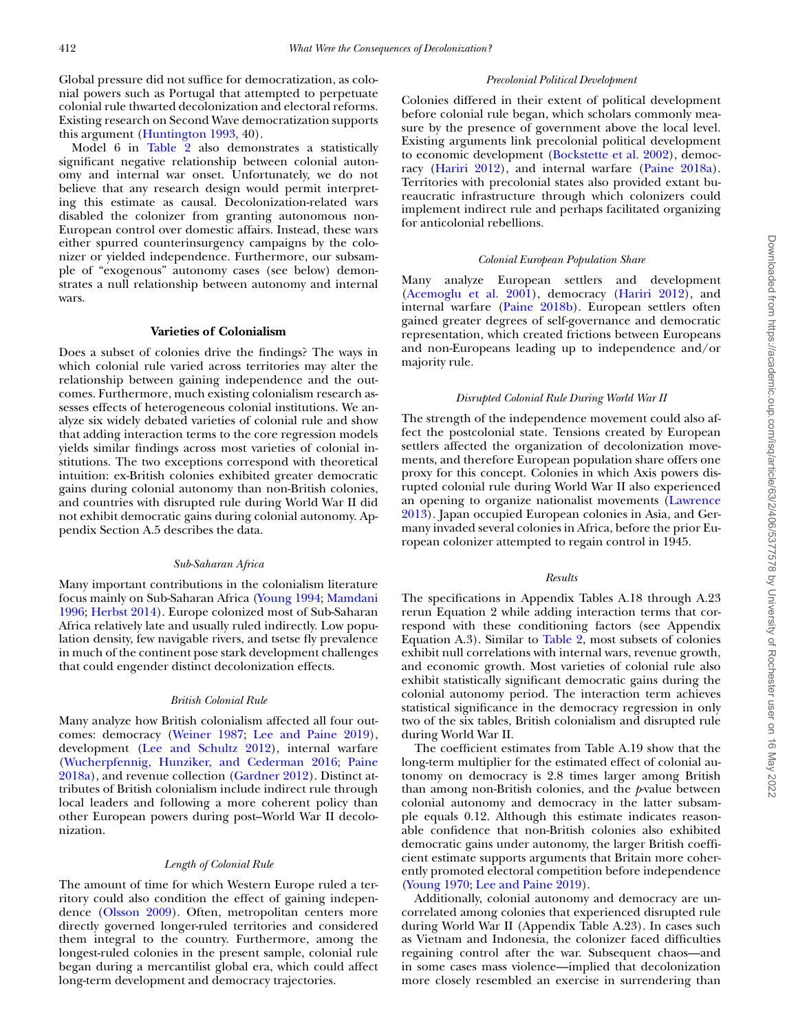Global pressure did not suffice for democratization, as colonial powers such as Portugal that attempted to perpetuate colonial rule thwarted decolonization and electoral reforms. Existing research on Second Wave democratization supports this argument (Huntington 1993, 40).

Model 6 in Table 2 also demonstrates a statistically significant negative relationship between colonial autonomy and internal war onset. Unfortunately, we do not believe that any research design would permit interpreting this estimate as causal. Decolonization-related wars disabled the colonizer from granting autonomous non-European control over domestic affairs. Instead, these wars either spurred counterinsurgency campaigns by the colonizer or yielded independence. Furthermore, our subsample of "exogenous" autonomy cases (see below) demonstrates a null relationship between autonomy and internal wars.

## Varieties of Colonialism

Does a subset of colonies drive the findings? The ways in which colonial rule varied across territories may alter the relationship between gaining independence and the outcomes. Furthermore, much existing colonialism research assesses effects of heterogeneous colonial institutions. We analyze six widely debated varieties of colonial rule and show that adding interaction terms to the core regression models yields similar findings across most varieties of colonial institutions. The two exceptions correspond with theoretical intuition: ex-British colonies exhibited greater democratic gains during colonial autonomy than non-British colonies, and countries with disrupted rule during World War II did not exhibit democratic gains during colonial autonomy. Appendix Section A.5 describes the data.

### *Sub-Saharan Africa*

Many important contributions in the colonialism literature focus mainly on Sub-Saharan Africa (Young 1994; Mamdani 1996; Herbst 2014). Europe colonized most of Sub-Saharan Africa relatively late and usually ruled indirectly. Low population density, few navigable rivers, and tsetse fly prevalence in much of the continent pose stark development challenges that could engender distinct decolonization effects.

### *British Colonial Rule*

Many analyze how British colonialism affected all four outcomes: democracy (Weiner 1987; Lee and Paine 2019), development (Lee and Schultz 2012), internal warfare (Wucherpfennig, Hunziker, and Cederman 2016; Paine 2018a), and revenue collection (Gardner 2012). Distinct attributes of British colonialism include indirect rule through local leaders and following a more coherent policy than other European powers during post–World War II decolonization.

### *Length of Colonial Rule*

The amount of time for which Western Europe ruled a territory could also condition the effect of gaining independence (Olsson 2009). Often, metropolitan centers more directly governed longer-ruled territories and considered them integral to the country. Furthermore, among the longest-ruled colonies in the present sample, colonial rule began during a mercantilist global era, which could affect long-term development and democracy trajectories.

### *Precolonial Political Development*

Colonies differed in their extent of political development before colonial rule began, which scholars commonly measure by the presence of government above the local level. Existing arguments link precolonial political development to economic development (Bockstette et al. 2002), democracy (Hariri 2012), and internal warfare (Paine 2018a). Territories with precolonial states also provided extant bureaucratic infrastructure through which colonizers could implement indirect rule and perhaps facilitated organizing for anticolonial rebellions.

### *Colonial European Population Share*

Many analyze European settlers and development (Acemoglu et al. 2001), democracy (Hariri 2012), and internal warfare (Paine 2018b). European settlers often gained greater degrees of self-governance and democratic representation, which created frictions between Europeans and non-Europeans leading up to independence and/or majority rule.

### *Disrupted Colonial Rule During World War II*

The strength of the independence movement could also affect the postcolonial state. Tensions created by European settlers affected the organization of decolonization movements, and therefore European population share offers one proxy for this concept. Colonies in which Axis powers disrupted colonial rule during World War II also experienced an opening to organize nationalist movements (Lawrence 2013). Japan occupied European colonies in Asia, and Germany invaded several colonies in Africa, before the prior European colonizer attempted to regain control in 1945.

### *Results*

The specifications in Appendix Tables A.18 through A.23 rerun Equation 2 while adding interaction terms that correspond with these conditioning factors (see Appendix Equation A.3). Similar to Table 2, most subsets of colonies exhibit null correlations with internal wars, revenue growth, and economic growth. Most varieties of colonial rule also exhibit statistically significant democratic gains during the colonial autonomy period. The interaction term achieves statistical significance in the democracy regression in only two of the six tables, British colonialism and disrupted rule during World War II.

The coefficient estimates from Table A.19 show that the long-term multiplier for the estimated effect of colonial autonomy on democracy is 2.8 times larger among British than among non-British colonies, and the *p*-value between colonial autonomy and democracy in the latter subsample equals 0.12. Although this estimate indicates reasonable confidence that non-British colonies also exhibited democratic gains under autonomy, the larger British coefficient estimate supports arguments that Britain more coherently promoted electoral competition before independence (Young 1970; Lee and Paine 2019).

Additionally, colonial autonomy and democracy are uncorrelated among colonies that experienced disrupted rule during World War II (Appendix Table A.23). In cases such as Vietnam and Indonesia, the colonizer faced difficulties regaining control after the war. Subsequent chaos—and in some cases mass violence—implied that decolonization more closely resembled an exercise in surrendering than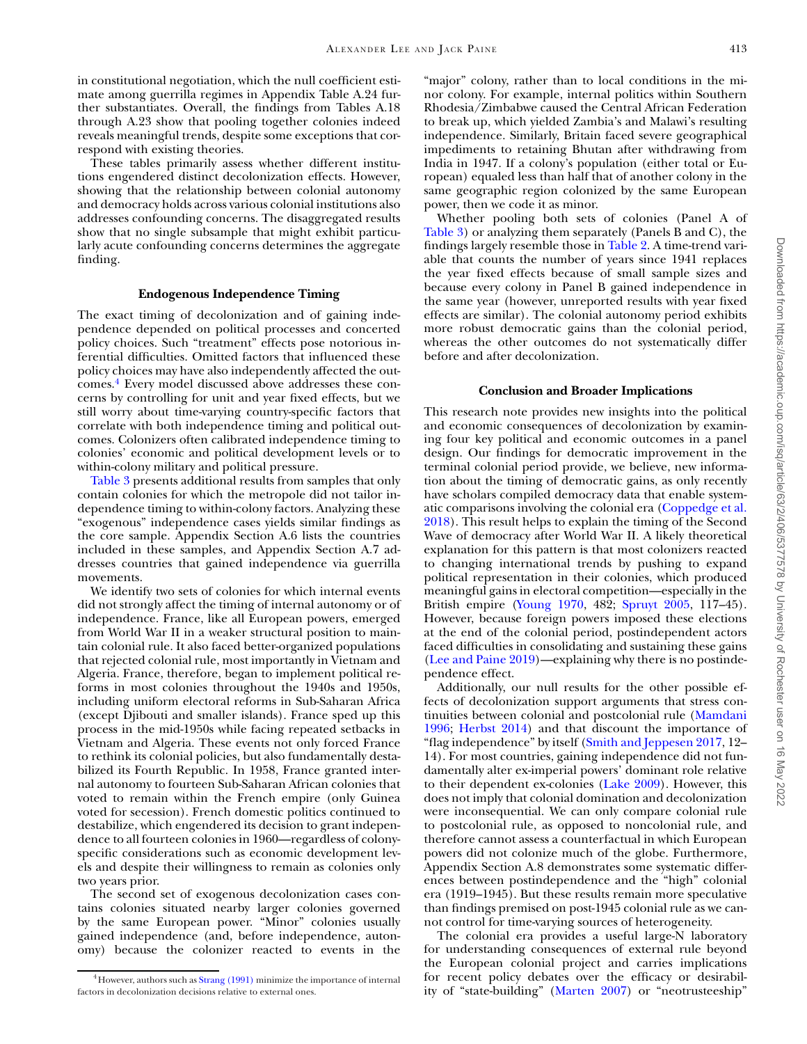in constitutional negotiation, which the null coefficient estimate among guerrilla regimes in Appendix Table A.24 further substantiates. Overall, the findings from Tables A.18 through A.23 show that pooling together colonies indeed reveals meaningful trends, despite some exceptions that correspond with existing theories.

These tables primarily assess whether different institutions engendered distinct decolonization effects. However, showing that the relationship between colonial autonomy and democracy holds across various colonial institutions also addresses confounding concerns. The disaggregated results show that no single subsample that might exhibit particularly acute confounding concerns determines the aggregate finding.

### Endogenous Independence Timing

The exact timing of decolonization and of gaining independence depended on political processes and concerted policy choices. Such "treatment" effects pose notorious inferential difficulties. Omitted factors that influenced these policy choices may have also independently affected the outcomes.[4] Every model discussed above addresses these concerns by controlling for unit and year fixed effects, but we still worry about time-varying country-specific factors that correlate with both independence timing and political outcomes. Colonizers often calibrated independence timing to colonies' economic and political development levels or to within-colony military and political pressure.

Table 3 presents additional results from samples that only contain colonies for which the metropole did not tailor independence timing to within-colony factors. Analyzing these "exogenous" independence cases yields similar findings as the core sample. Appendix Section A.6 lists the countries included in these samples, and Appendix Section A.7 addresses countries that gained independence via guerrilla movements.

We identify two sets of colonies for which internal events did not strongly affect the timing of internal autonomy or of independence. France, like all European powers, emerged from World War II in a weaker structural position to maintain colonial rule. It also faced better-organized populations that rejected colonial rule, most importantly in Vietnam and Algeria. France, therefore, began to implement political reforms in most colonies throughout the 1940s and 1950s, including uniform electoral reforms in Sub-Saharan Africa (except Djibouti and smaller islands). France sped up this process in the mid-1950s while facing repeated setbacks in Vietnam and Algeria. These events not only forced France to rethink its colonial policies, but also fundamentally destabilized its Fourth Republic. In 1958, France granted internal autonomy to fourteen Sub-Saharan African colonies that voted to remain within the French empire (only Guinea voted for secession). French domestic politics continued to destabilize, which engendered its decision to grant independence to all fourteen colonies in 1960—regardless of colony-specific considerations such as economic development levels and despite their willingness to remain as colonies only two years prior.

The second set of exogenous decolonization cases contains colonies situated nearby larger colonies governed by the same European power. "Minor" colonies usually gained independence (and, before independence, autonomy) because the colonizer reacted to events in the "major" colony, rather than to local conditions in the minor colony. For example, internal politics within Southern Rhodesia/Zimbabwe caused the Central African Federation to break up, which yielded Zambia's and Malawi's resulting independence. Similarly, Britain faced severe geographical impediments to retaining Bhutan after withdrawing from India in 1947. If a colony's population (either total or European) equaled less than half that of another colony in the same geographic region colonized by the same European power, then we code it as minor.

Whether pooling both sets of colonies (Panel A of Table 3) or analyzing them separately (Panels B and C), the findings largely resemble those in Table 2. A time-trend variable that counts the number of years since 1941 replaces the year fixed effects because of small sample sizes and because every colony in Panel B gained independence in the same year (however, unreported results with year fixed effects are similar). The colonial autonomy period exhibits more robust democratic gains than the colonial period, whereas the other outcomes do not systematically differ before and after decolonization.

### Conclusion and Broader Implications

This research note provides new insights into the political and economic consequences of decolonization by examining four key political and economic outcomes in a panel design. Our findings for democratic improvement in the terminal colonial period provide, we believe, new information about the timing of democratic gains, as only recently have scholars compiled democracy data that enable systematic comparisons involving the colonial era (Coppedge et al. 2018). This result helps to explain the timing of the Second Wave of democracy after World War II. A likely theoretical explanation for this pattern is that most colonizers reacted to changing international trends by pushing to expand political representation in their colonies, which produced meaningful gains in electoral competition—especially in the British empire (Young 1970, 482; Spruyt 2005, 117–45). However, because foreign powers imposed these elections at the end of the colonial period, postindependent actors faced difficulties in consolidating and sustaining these gains (Lee and Paine 2019)—explaining why there is no postindependence effect.

Additionally, our null results for the other possible effects of decolonization support arguments that stress continuities between colonial and postcolonial rule (Mamdani 1996; Herbst 2014) and that discount the importance of "flag independence" by itself (Smith and Jeppesen 2017, 12–14). For most countries, gaining independence did not fundamentally alter ex-imperial powers' dominant role relative to their dependent ex-colonies (Lake 2009). However, this does not imply that colonial domination and decolonization were inconsequential. We can only compare colonial rule to postcolonial rule, as opposed to noncolonial rule, and therefore cannot assess a counterfactual in which European powers did not colonize much of the globe. Furthermore, Appendix Section A.8 demonstrates some systematic differences between postindependence and the "high" colonial era (1919–1945). But these results remain more speculative than findings premised on post-1945 colonial rule as we cannot control for time-varying sources of heterogeneity.

The colonial era provides a useful large-N laboratory for understanding consequences of external rule beyond the European colonial project and carries implications for recent policy debates over the efficacy or desirability of "state-building" (Marten 2007) or "neotrusteeship"

[4] However, authors such as Strang (1991) minimize the importance of internal factors in decolonization decisions relative to external ones.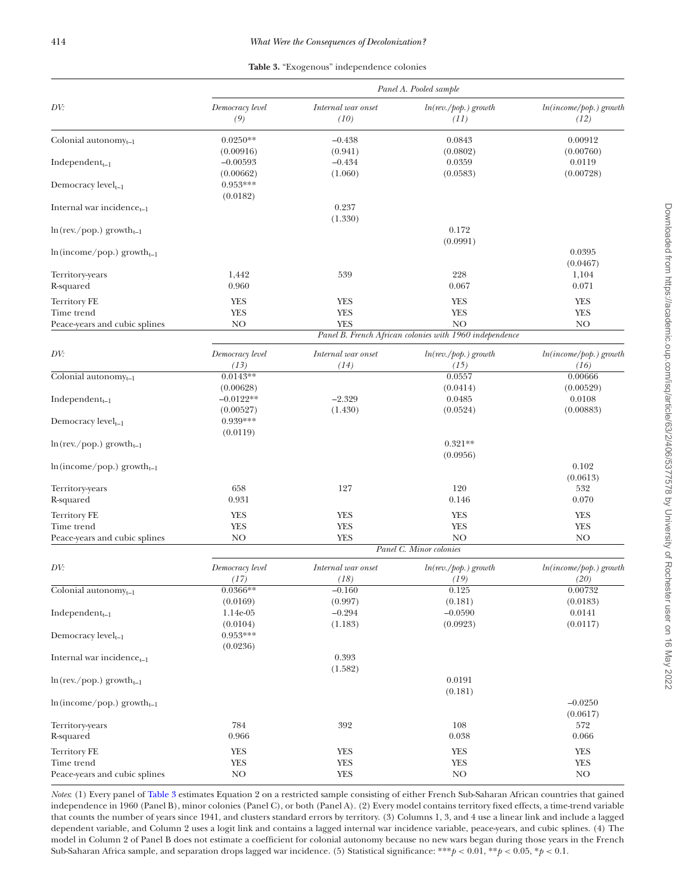**Table 3.** "Exogenous" independence colonies

| | Panel A. Pooled sample | | | |
|---|---|---|---|---|
| *DV:* | *Democracy level* *(9)* | *Internal war onset* *(10)* | *ln(rev./pop.) growth* *(11)* | *ln(income/pop.) growth* *(12)* |
| Colonial autonomy$_{t-1}$ | 0.0250** | −0.438 | 0.0843 | 0.00912 |
| | (0.00916) | (0.941) | (0.0802) | (0.00760) |
| Independent$_{t-1}$ | −0.00593 | −0.434 | 0.0359 | 0.0119 |
| | (0.00662) | (1.060) | (0.0583) | (0.00728) |
| Democracy level$_{t-1}$ | 0.953*** | | | |
| | (0.0182) | | | |
| Internal war incidence$_{t-1}$ | | 0.237 | | |
| | | (1.330) | | |
| ln(rev./pop.) growth$_{t-1}$ | | | 0.172 | |
| | | | (0.0991) | |
| ln(income/pop.) growth$_{t-1}$ | | | | 0.0395 |
| | | | | (0.0467) |
| Territory-years | 1,442 | 539 | 228 | 1,104 |
| R-squared | 0.960 | | 0.067 | 0.071 |
| Territory FE | YES | YES | YES | YES |
| Time trend | YES | YES | YES | YES |
| Peace-years and cubic splines | NO | YES | NO | NO |
| | Panel B. French African colonies with 1960 independence | | | |
| *DV:* | *Democracy level* *(13)* | *Internal war onset* *(14)* | *ln(rev./pop.) growth* *(15)* | *ln(income/pop.) growth* *(16)* |
| Colonial autonomy$_{t-1}$ | 0.0143** | | 0.0557 | 0.00666 |
| | (0.00628) | | (0.0414) | (0.00529) |
| Independent$_{t-1}$ | −0.0122** | −2.329 | 0.0485 | 0.0108 |
| | (0.00527) | (1.430) | (0.0524) | (0.00883) |
| Democracy level$_{t-1}$ | 0.939*** | | | |
| | (0.0119) | | | |
| ln(rev./pop.) growth$_{t-1}$ | | | 0.321** | |
| | | | (0.0956) | |
| ln(income/pop.) growth$_{t-1}$ | | | | 0.102 |
| | | | | (0.0613) |
| Territory-years | 658 | 127 | 120 | 532 |
| R-squared | 0.931 | | 0.146 | 0.070 |
| Territory FE | YES | YES | YES | YES |
| Time trend | YES | YES | YES | YES |
| Peace-years and cubic splines | NO | YES | NO | NO |
| | Panel C. Minor colonies | | | |
| *DV:* | *Democracy level* *(17)* | *Internal war onset* *(18)* | *ln(rev./pop.) growth* *(19)* | *ln(income/pop.) growth* *(20)* |
| Colonial autonomy$_{t-1}$ | 0.0366** | −0.160 | 0.125 | 0.00732 |
| | (0.0169) | (0.997) | (0.181) | (0.0183) |
| Independent$_{t-1}$ | 1.14e-05 | −0.294 | −0.0590 | 0.0141 |
| | (0.0104) | (1.183) | (0.0923) | (0.0117) |
| Democracy level$_{t-1}$ | 0.953*** | | | |
| | (0.0236) | | | |
| Internal war incidence$_{t-1}$ | | 0.393 | | |
| | | (1.582) | | |
| ln(rev./pop.) growth$_{t-1}$ | | | 0.0191 | |
| | | | (0.181) | |
| ln(income/pop.) growth$_{t-1}$ | | | | −0.0250 |
| | | | | (0.0617) |
| Territory-years | 784 | 392 | 108 | 572 |
| R-squared | 0.966 | | 0.038 | 0.066 |
| Territory FE | YES | YES | YES | YES |
| Time trend | YES | YES | YES | YES |
| Peace-years and cubic splines | NO | YES | NO | NO |

*Notes*: (1) Every panel of Table 3 estimates Equation 2 on a restricted sample consisting of either French Sub-Saharan African countries that gained independence in 1960 (Panel B), minor colonies (Panel C), or both (Panel A). (2) Every model contains territory fixed effects, a time-trend variable that counts the number of years since 1941, and clusters standard errors by territory. (3) Columns 1, 3, and 4 use a linear link and include a lagged dependent variable, and Column 2 uses a logit link and contains a lagged internal war incidence variable, peace-years, and cubic splines. (4) The model in Column 2 of Panel B does not estimate a coefficient for colonial autonomy because no new wars began during those years in the French Sub-Saharan Africa sample, and separation drops lagged war incidence. (5) Statistical significance: ***$p < 0.01$, **$p < 0.05$, *$p < 0.1$.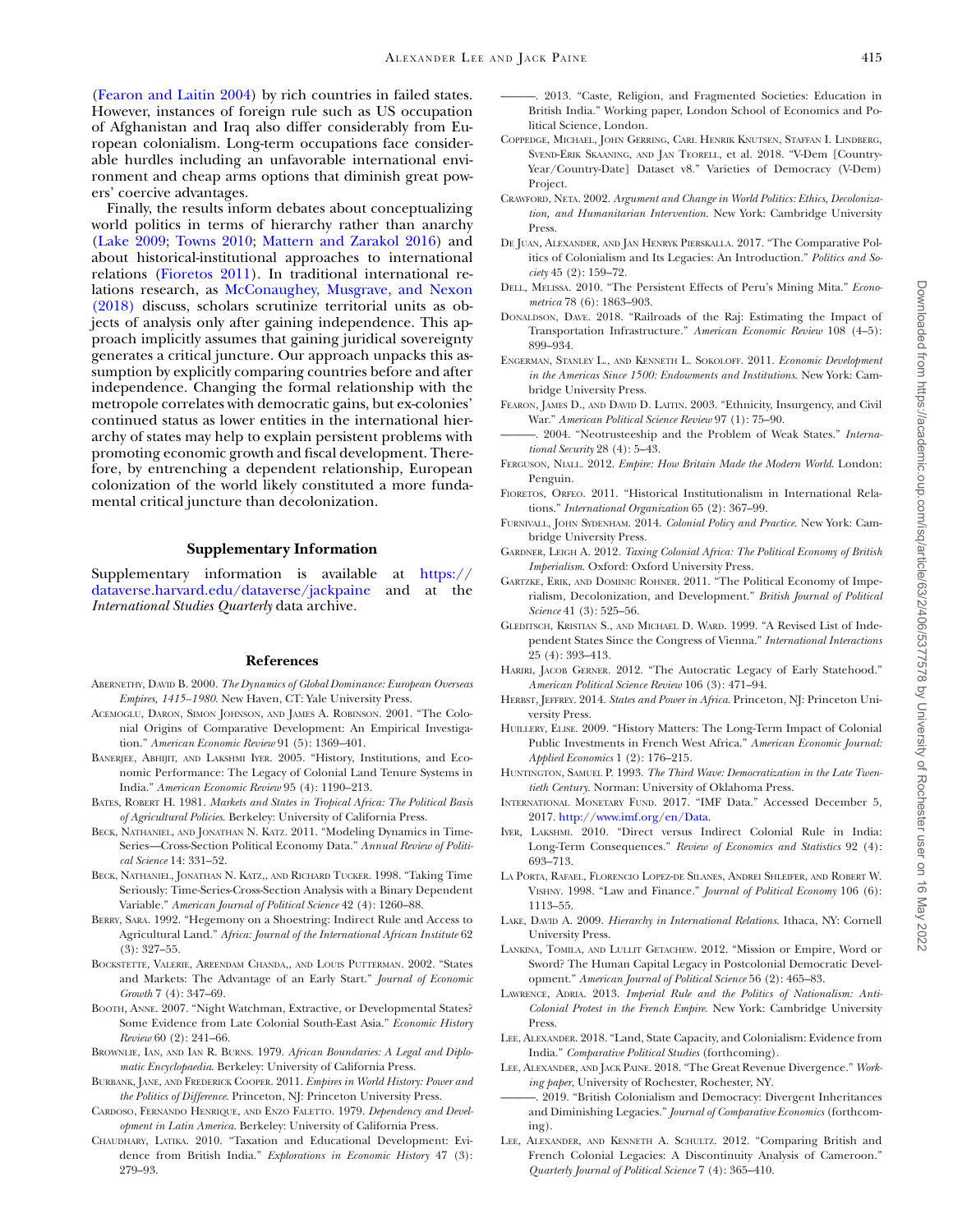(Fearon and Laitin 2004) by rich countries in failed states. However, instances of foreign rule such as US occupation of Afghanistan and Iraq also differ considerably from European colonialism. Long-term occupations face considerable hurdles including an unfavorable international environment and cheap arms options that diminish great powers' coercive advantages.

Finally, the results inform debates about conceptualizing world politics in terms of hierarchy rather than anarchy (Lake 2009; Towns 2010; Mattern and Zarakol 2016) and about historical-institutional approaches to international relations (Fioretos 2011). In traditional international relations research, as McConaughey, Musgrave, and Nexon (2018) discuss, scholars scrutinize territorial units as objects of analysis only after gaining independence. This approach implicitly assumes that gaining juridical sovereignty generates a critical juncture. Our approach unpacks this assumption by explicitly comparing countries before and after independence. Changing the formal relationship with the metropole correlates with democratic gains, but ex-colonies' continued status as lower entities in the international hierarchy of states may help to explain persistent problems with promoting economic growth and fiscal development. Therefore, by entrenching a dependent relationship, European colonization of the world likely constituted a more fundamental critical juncture than decolonization.

## Supplementary Information

Supplementary information is available at https://dataverse.harvard.edu/dataverse/jackpaine and at the *International Studies Quarterly* data archive.

## References

Abernethy, David B. 2000. *The Dynamics of Global Dominance: European Overseas Empires, 1415–1980*. New Haven, CT: Yale University Press.

Acemoglu, Daron, Simon Johnson, and James A. Robinson. 2001. "The Colonial Origins of Comparative Development: An Empirical Investigation." *American Economic Review* 91 (5): 1369–401.

Banerjee, Abhijit, and Lakshmi Iyer. 2005. "History, Institutions, and Economic Performance: The Legacy of Colonial Land Tenure Systems in India." *American Economic Review* 95 (4): 1190–213.

Bates, Robert H. 1981. *Markets and States in Tropical Africa: The Political Basis of Agricultural Policies*. Berkeley: University of California Press.

Beck, Nathaniel, and Jonathan N. Katz. 2011. "Modeling Dynamics in Time-Series—Cross-Section Political Economy Data." *Annual Review of Political Science* 14: 331–52.

Beck, Nathaniel, Jonathan N. Katz,, and Richard Tucker. 1998. "Taking Time Seriously: Time-Series-Cross-Section Analysis with a Binary Dependent Variable." *American Journal of Political Science* 42 (4): 1260–88.

Berry, Sara. 1992. "Hegemony on a Shoestring: Indirect Rule and Access to Agricultural Land." *Africa: Journal of the International African Institute* 62 (3): 327–55.

Bockstette, Valerie, Areendam Chanda,, and Louis Putterman. 2002. "States and Markets: The Advantage of an Early Start." *Journal of Economic Growth* 7 (4): 347–69.

Booth, Anne. 2007. "Night Watchman, Extractive, or Developmental States? Some Evidence from Late Colonial South-East Asia." *Economic History Review* 60 (2): 241–66.

Brownlie, Ian, and Ian R. Burns. 1979. *African Boundaries: A Legal and Diplomatic Encyclopaedia*. Berkeley: University of California Press.

Burbank, Jane, and Frederick Cooper. 2011. *Empires in World History: Power and the Politics of Difference*. Princeton, NJ: Princeton University Press.

Cardoso, Fernando Henrique, and Enzo Faletto. 1979. *Dependency and Development in Latin America*. Berkeley: University of California Press.

Chaudhary, Latika. 2010. "Taxation and Educational Development: Evidence from British India." *Explorations in Economic History* 47 (3): 279–93.

———. 2013. "Caste, Religion, and Fragmented Societies: Education in British India." Working paper, London School of Economics and Political Science, London.

Coppedge, Michael, John Gerring, Carl Henrik Knutsen, Staffan I. Lindberg, Svend-Erik Skaaning, and Jan Teorell, et al. 2018. "V-Dem [Country-Year/Country-Date] Dataset v8." Varieties of Democracy (V-Dem) Project.

Crawford, Neta. 2002. *Argument and Change in World Politics: Ethics, Decolonization, and Humanitarian Intervention*. New York: Cambridge University Press.

De Juan, Alexander, and Jan Henryk Pierskalla. 2017. "The Comparative Politics of Colonialism and Its Legacies: An Introduction." *Politics and Society* 45 (2): 159–72.

Dell, Melissa. 2010. "The Persistent Effects of Peru's Mining Mita." *Econometrica* 78 (6): 1863–903.

Donaldson, Dave. 2018. "Railroads of the Raj: Estimating the Impact of Transportation Infrastructure." *American Economic Review* 108 (4–5): 899–934.

Engerman, Stanley L., and Kenneth L. Sokoloff. 2011. *Economic Development in the Americas Since 1500: Endowments and Institutions*. New York: Cambridge University Press.

Fearon, James D., and David D. Laitin. 2003. "Ethnicity, Insurgency, and Civil War." *American Political Science Review* 97 (1): 75–90.

———. 2004. "Neotrusteeship and the Problem of Weak States." *International Security* 28 (4): 5–43.

Ferguson, Niall. 2012. *Empire: How Britain Made the Modern World*. London: Penguin.

Fioretos, Orfeo. 2011. "Historical Institutionalism in International Relations." *International Organization* 65 (2): 367–99.

Furnivall, John Sydenham. 2014. *Colonial Policy and Practice*. New York: Cambridge University Press.

Gardner, Leigh A. 2012. *Taxing Colonial Africa: The Political Economy of British Imperialism*. Oxford: Oxford University Press.

Gartzke, Erik, and Dominic Rohner. 2011. "The Political Economy of Imperialism, Decolonization, and Development." *British Journal of Political Science* 41 (3): 525–56.

Gleditsch, Kristian S., and Michael D. Ward. 1999. "A Revised List of Independent States Since the Congress of Vienna." *International Interactions* 25 (4): 393–413.

Hariri, Jacob Gerner. 2012. "The Autocratic Legacy of Early Statehood." *American Political Science Review* 106 (3): 471–94.

Herbst, Jeffrey. 2014. *States and Power in Africa*. Princeton, NJ: Princeton University Press.

Huillery, Elise. 2009. "History Matters: The Long-Term Impact of Colonial Public Investments in French West Africa." *American Economic Journal: Applied Economics* 1 (2): 176–215.

Huntington, Samuel P. 1993. *The Third Wave: Democratization in the Late Twentieth Century*. Norman: University of Oklahoma Press.

International Monetary Fund. 2017. "IMF Data." Accessed December 5, 2017. http://www.imf.org/en/Data.

Iyer, Lakshmi. 2010. "Direct versus Indirect Colonial Rule in India: Long-Term Consequences." *Review of Economics and Statistics* 92 (4): 693–713.

La Porta, Rafael, Florencio Lopez-de Silanes, Andrei Shleifer, and Robert W. Vishny. 1998. "Law and Finance." *Journal of Political Economy* 106 (6): 1113–55.

Lake, David A. 2009. *Hierarchy in International Relations*. Ithaca, NY: Cornell University Press.

Lankina, Tomila, and Lullit Getachew. 2012. "Mission or Empire, Word or Sword? The Human Capital Legacy in Postcolonial Democratic Development." *American Journal of Political Science* 56 (2): 465–83.

Lawrence, Adria. 2013. *Imperial Rule and the Politics of Nationalism: Anti-Colonial Protest in the French Empire*. New York: Cambridge University Press.

Lee, Alexander. 2018. "Land, State Capacity, and Colonialism: Evidence from India." *Comparative Political Studies* (forthcoming).

Lee, Alexander, and Jack Paine. 2018. "The Great Revenue Divergence." *Working paper*, University of Rochester, Rochester, NY.

———. 2019. "British Colonialism and Democracy: Divergent Inheritances and Diminishing Legacies." *Journal of Comparative Economics* (forthcoming).

Lee, Alexander, and Kenneth A. Schultz. 2012. "Comparing British and French Colonial Legacies: A Discontinuity Analysis of Cameroon." *Quarterly Journal of Political Science* 7 (4): 365–410.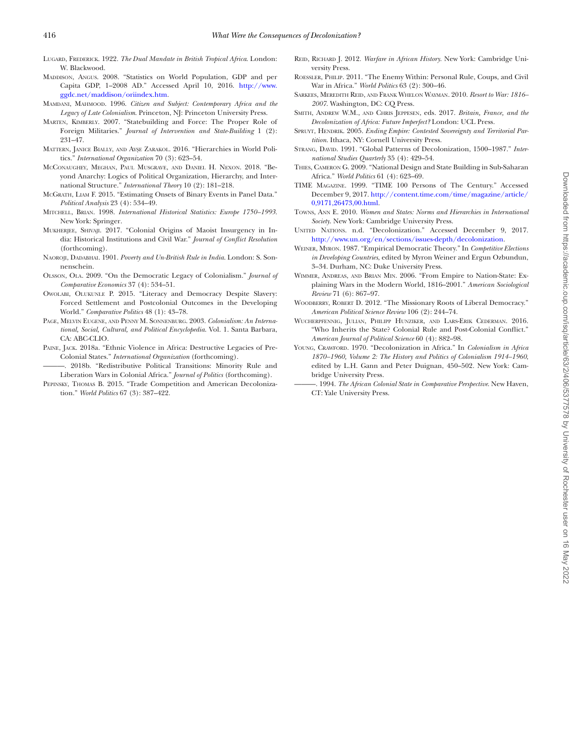Lugard, Frederick. 1922. *The Dual Mandate in British Tropical Africa*. London: W. Blackwood.

Maddison, Angus. 2008. "Statistics on World Population, GDP and per Capita GDP, 1–2008 AD." Accessed April 10, 2016. http://www.ggdc.net/maddison/oriindex.htm.

Mamdani, Mahmood. 1996. *Citizen and Subject: Contemporary Africa and the Legacy of Late Colonialism*. Princeton, NJ: Princeton University Press.

Marten, Kimberly. 2007. "Statebuilding and Force: The Proper Role of Foreign Militaries." *Journal of Intervention and State-Building* 1 (2): 231–47.

Mattern, Janice Bially, and Ayşe Zarakol. 2016. "Hierarchies in World Politics." *International Organization* 70 (3): 623–54.

McConaughey, Meghan, Paul Musgrave, and Daniel H. Nexon. 2018. "Beyond Anarchy: Logics of Political Organization, Hierarchy, and International Structure." *International Theory* 10 (2): 181–218.

McGrath, Liam F. 2015. "Estimating Onsets of Binary Events in Panel Data." *Political Analysis* 23 (4): 534–49.

Mitchell, Brian. 1998. *International Historical Statistics: Europe 1750–1993*. New York: Springer.

Mukherjee, Shivaji. 2017. "Colonial Origins of Maoist Insurgency in India: Historical Institutions and Civil War." *Journal of Conflict Resolution* (forthcoming).

Naoroji, Dadabhai. 1901. *Poverty and Un-British Rule in India*. London: S. Sonnenschein.

Olsson, Ola. 2009. "On the Democratic Legacy of Colonialism." *Journal of Comparative Economics* 37 (4): 534–51.

Owolabi, Olukunle P. 2015. "Literacy and Democracy Despite Slavery: Forced Settlement and Postcolonial Outcomes in the Developing World." *Comparative Politics* 48 (1): 43–78.

Page, Melvin Eugene, and Penny M. Sonnenburg. 2003. *Colonialism: An International, Social, Cultural, and Political Encyclopedia*. Vol. 1. Santa Barbara, CA: ABC-CLIO.

Paine, Jack. 2018a. "Ethnic Violence in Africa: Destructive Legacies of Pre-Colonial States." *International Organization* (forthcoming).

———. 2018b. "Redistributive Political Transitions: Minority Rule and Liberation Wars in Colonial Africa." *Journal of Politics* (forthcoming).

Pepinsky, Thomas B. 2015. "Trade Competition and American Decolonization." *World Politics* 67 (3): 387–422.

Reid, Richard J. 2012. *Warfare in African History*. New York: Cambridge University Press.

Roessler, Philip. 2011. "The Enemy Within: Personal Rule, Coups, and Civil War in Africa." *World Politics* 63 (2): 300–46.

Sarkees, Meredith Reid, and Frank Whelon Wayman. 2010. *Resort to War: 1816–2007*. Washington, DC: CQ Press.

Smith, Andrew W.M., and Chris Jeppesen, eds. 2017. *Britain, France, and the Decolonization of Africa: Future Imperfect?* London: UCL Press.

Spruyt, Hendrik. 2005. *Ending Empire: Contested Sovereignty and Territorial Partition*. Ithaca, NY: Cornell University Press.

Strang, David. 1991. "Global Patterns of Decolonization, 1500–1987." *International Studies Quarterly* 35 (4): 429–54.

Thies, Cameron G. 2009. "National Design and State Building in Sub-Saharan Africa." *World Politics* 61 (4): 623–69.

TIME Magazine. 1999. "TIME 100 Persons of The Century." Accessed December 9, 2017. http://content.time.com/time/magazine/article/0,9171,26473,00.html.

Towns, Ann E. 2010. *Women and States: Norms and Hierarchies in International Society*. New York: Cambridge University Press.

United Nations. n.d. "Decolonization." Accessed December 9, 2017. http://www.un.org/en/sections/issues-depth/decolonization.

Weiner, Myron. 1987. "Empirical Democratic Theory." In *Competitive Elections in Developing Countries*, edited by Myron Weiner and Ergun Ozbundun, 3–34. Durham, NC: Duke University Press.

Wimmer, Andreas, and Brian Min. 2006. "From Empire to Nation-State: Explaining Wars in the Modern World, 1816–2001." *American Sociological Review* 71 (6): 867–97.

Woodberry, Robert D. 2012. "The Missionary Roots of Liberal Democracy." *American Political Science Review* 106 (2): 244–74.

Wucherpfennig, Julian, Philipp Hunziker, and Lars-Erik Cederman. 2016. "Who Inherits the State? Colonial Rule and Post-Colonial Conflict." *American Journal of Political Science* 60 (4): 882–98.

Young, Crawford. 1970. "Decolonization in Africa." In *Colonialism in Africa 1870–1960, Volume 2: The History and Politics of Colonialism 1914–1960*, edited by L.H. Gann and Peter Duignan, 450–502. New York: Cambridge University Press.

———. 1994. *The African Colonial State in Comparative Perspective*. New Haven, CT: Yale University Press.